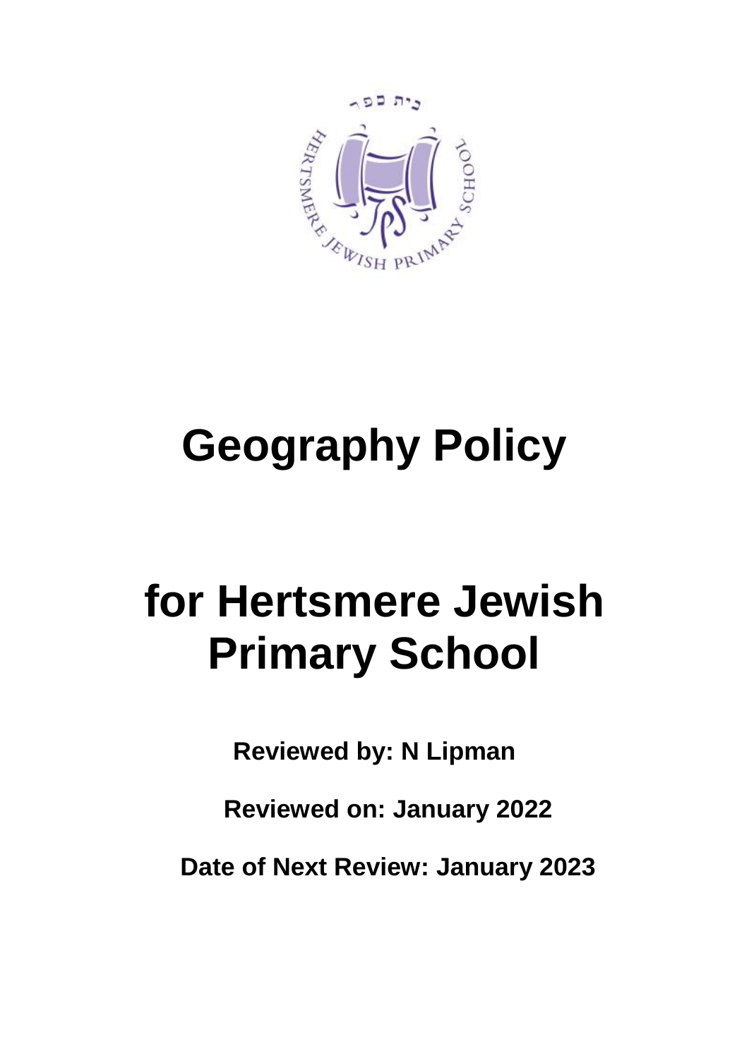# Geography Policy

# for Hertsmere Jewish Primary School

**Reviewed by: N Lipman**

**Reviewed on: January 2022**

**Date of Next Review: January 2023**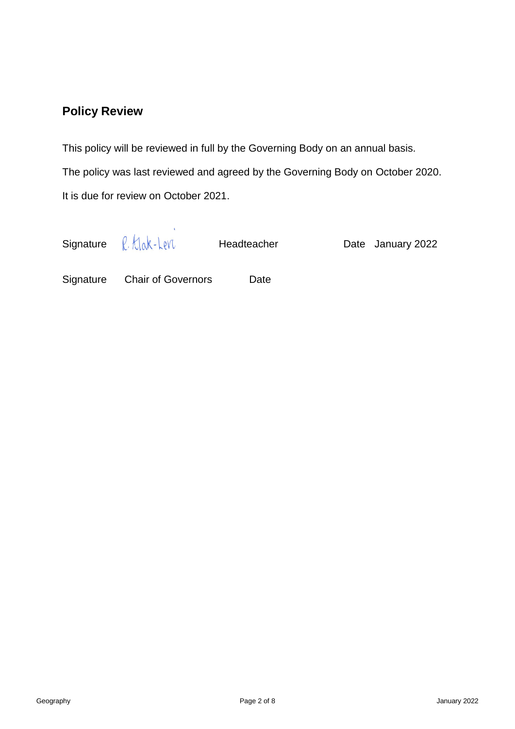## Policy Review

This policy will be reviewed in full by the Governing Body on an annual basis.

The policy was last reviewed and agreed by the Governing Body on October 2020.

It is due for review on October 2021.

Signature R. Klak-Levi Headteacher Date January 2022

Signature Chair of Governors Date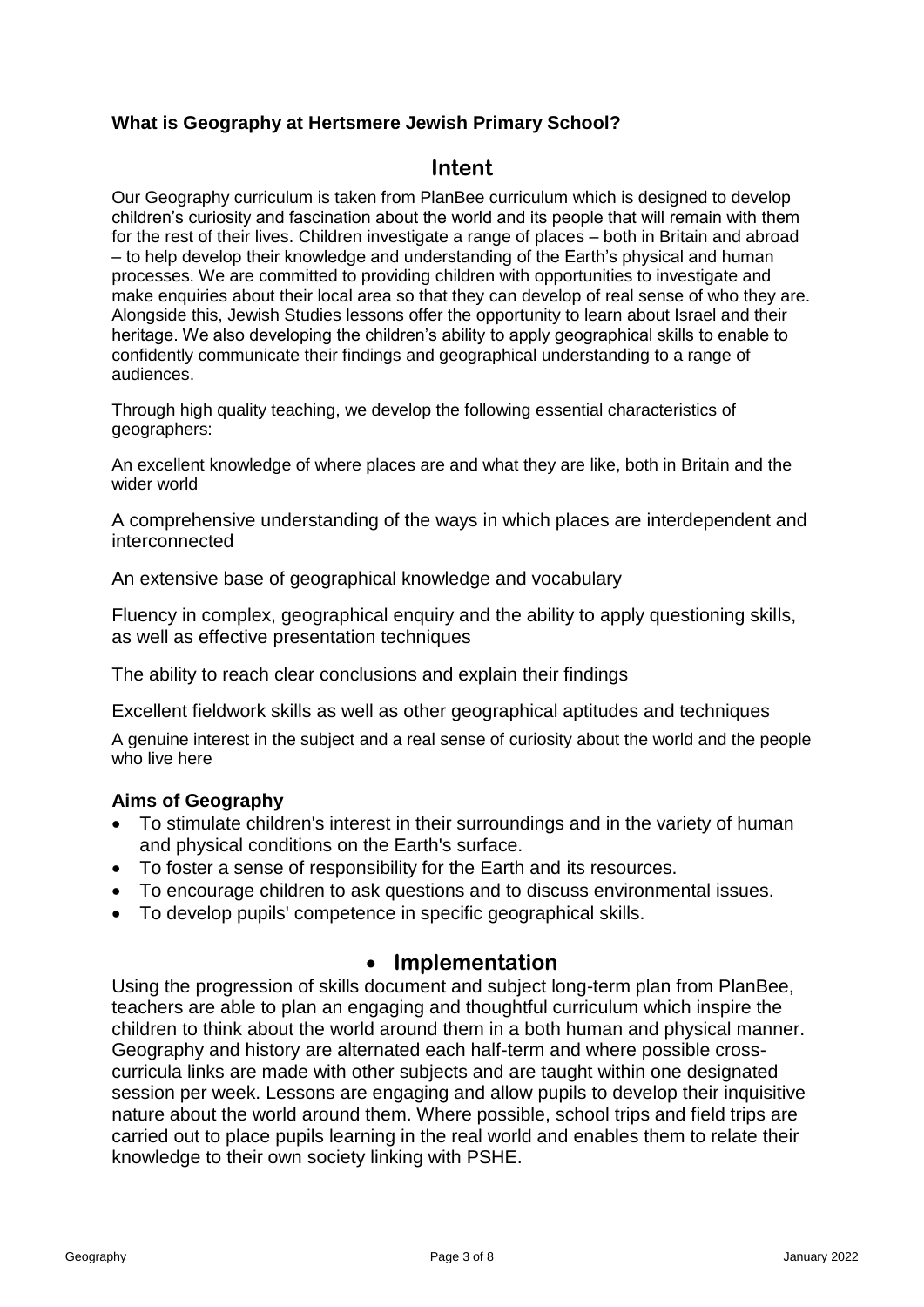**What is Geography at Hertsmere Jewish Primary School?**

## Intent

Our Geography curriculum is taken from PlanBee curriculum which is designed to develop children's curiosity and fascination about the world and its people that will remain with them for the rest of their lives. Children investigate a range of places – both in Britain and abroad – to help develop their knowledge and understanding of the Earth's physical and human processes. We are committed to providing children with opportunities to investigate and make enquiries about their local area so that they can develop of real sense of who they are. Alongside this, Jewish Studies lessons offer the opportunity to learn about Israel and their heritage. We also developing the children's ability to apply geographical skills to enable to confidently communicate their findings and geographical understanding to a range of audiences.

Through high quality teaching, we develop the following essential characteristics of geographers:

An excellent knowledge of where places are and what they are like, both in Britain and the wider world

A comprehensive understanding of the ways in which places are interdependent and interconnected

An extensive base of geographical knowledge and vocabulary

Fluency in complex, geographical enquiry and the ability to apply questioning skills, as well as effective presentation techniques

The ability to reach clear conclusions and explain their findings

Excellent fieldwork skills as well as other geographical aptitudes and techniques

A genuine interest in the subject and a real sense of curiosity about the world and the people who live here

**Aims of Geography**

- To stimulate children's interest in their surroundings and in the variety of human and physical conditions on the Earth's surface.
- To foster a sense of responsibility for the Earth and its resources.
- To encourage children to ask questions and to discuss environmental issues.
- To develop pupils' competence in specific geographical skills.

## Implementation

Using the progression of skills document and subject long-term plan from PlanBee, teachers are able to plan an engaging and thoughtful curriculum which inspire the children to think about the world around them in a both human and physical manner. Geography and history are alternated each half-term and where possible cross-curricula links are made with other subjects and are taught within one designated session per week. Lessons are engaging and allow pupils to develop their inquisitive nature about the world around them. Where possible, school trips and field trips are carried out to place pupils learning in the real world and enables them to relate their knowledge to their own society linking with PSHE.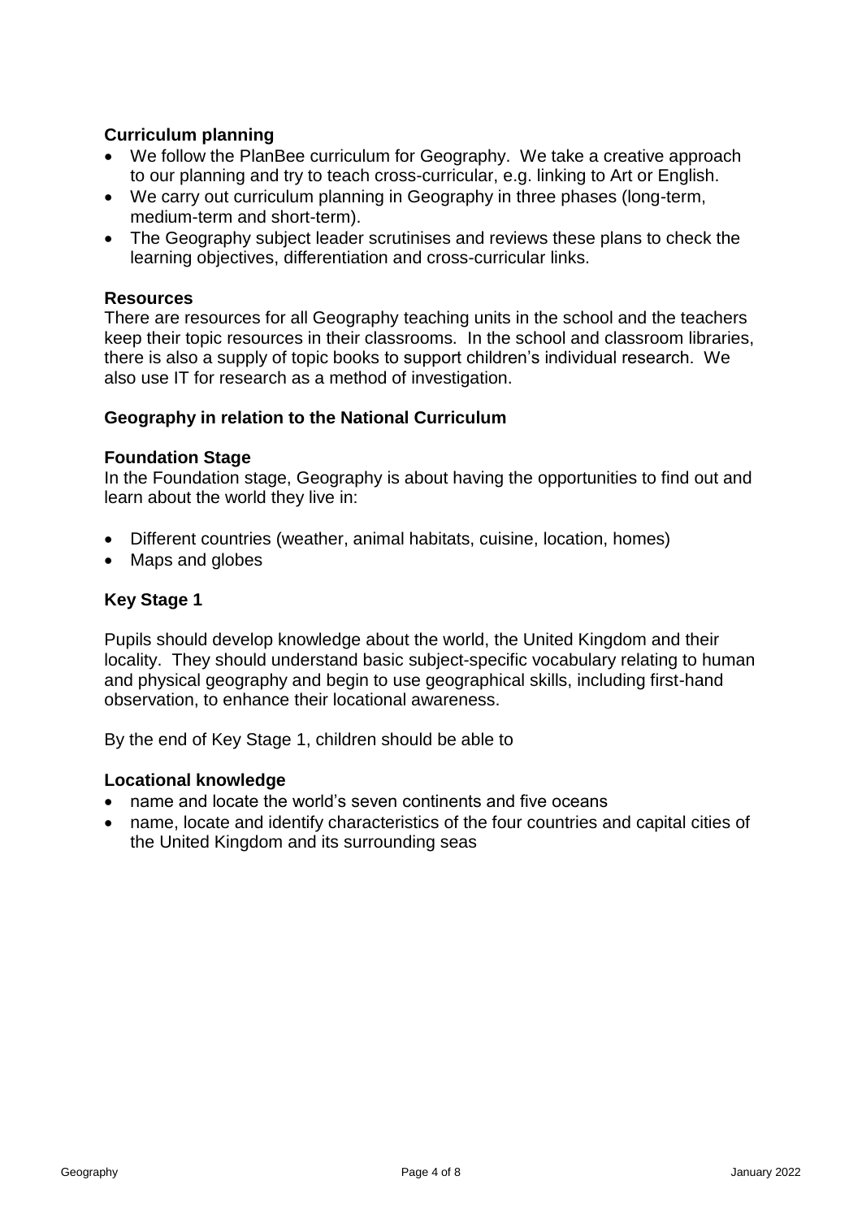## Curriculum planning

- We follow the PlanBee curriculum for Geography. We take a creative approach to our planning and try to teach cross-curricular, e.g. linking to Art or English.
- We carry out curriculum planning in Geography in three phases (long-term, medium-term and short-term).
- The Geography subject leader scrutinises and reviews these plans to check the learning objectives, differentiation and cross-curricular links.

## Resources

There are resources for all Geography teaching units in the school and the teachers keep their topic resources in their classrooms. In the school and classroom libraries, there is also a supply of topic books to support children's individual research. We also use IT for research as a method of investigation.

## Geography in relation to the National Curriculum

### Foundation Stage

In the Foundation stage, Geography is about having the opportunities to find out and learn about the world they live in:

- Different countries (weather, animal habitats, cuisine, location, homes)
- Maps and globes

### Key Stage 1

Pupils should develop knowledge about the world, the United Kingdom and their locality. They should understand basic subject-specific vocabulary relating to human and physical geography and begin to use geographical skills, including first-hand observation, to enhance their locational awareness.

By the end of Key Stage 1, children should be able to

#### Locational knowledge

- name and locate the world's seven continents and five oceans
- name, locate and identify characteristics of the four countries and capital cities of the United Kingdom and its surrounding seas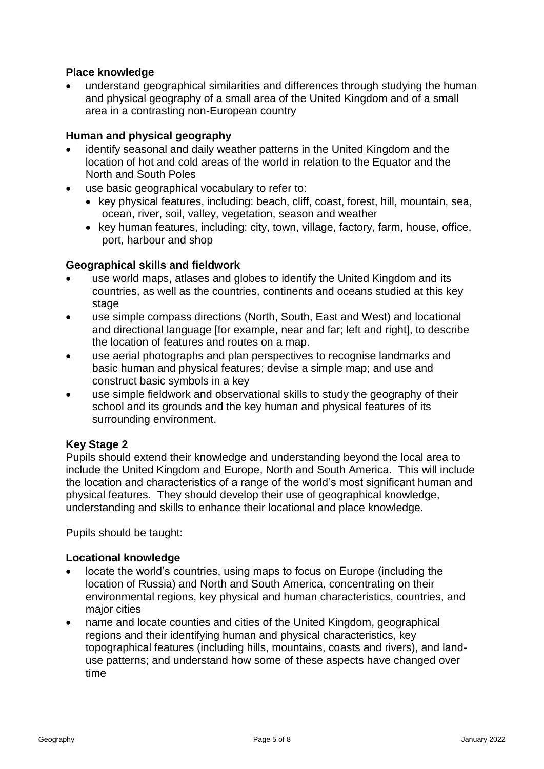### Place knowledge

- understand geographical similarities and differences through studying the human and physical geography of a small area of the United Kingdom and of a small area in a contrasting non-European country

### Human and physical geography

- identify seasonal and daily weather patterns in the United Kingdom and the location of hot and cold areas of the world in relation to the Equator and the North and South Poles
- use basic geographical vocabulary to refer to:
  - key physical features, including: beach, cliff, coast, forest, hill, mountain, sea, ocean, river, soil, valley, vegetation, season and weather
  - key human features, including: city, town, village, factory, farm, house, office, port, harbour and shop

### Geographical skills and fieldwork

- use world maps, atlases and globes to identify the United Kingdom and its countries, as well as the countries, continents and oceans studied at this key stage
- use simple compass directions (North, South, East and West) and locational and directional language [for example, near and far; left and right], to describe the location of features and routes on a map.
- use aerial photographs and plan perspectives to recognise landmarks and basic human and physical features; devise a simple map; and use and construct basic symbols in a key
- use simple fieldwork and observational skills to study the geography of their school and its grounds and the key human and physical features of its surrounding environment.

## Key Stage 2

Pupils should extend their knowledge and understanding beyond the local area to include the United Kingdom and Europe, North and South America. This will include the location and characteristics of a range of the world's most significant human and physical features. They should develop their use of geographical knowledge, understanding and skills to enhance their locational and place knowledge.

Pupils should be taught:

### Locational knowledge

- locate the world's countries, using maps to focus on Europe (including the location of Russia) and North and South America, concentrating on their environmental regions, key physical and human characteristics, countries, and major cities
- name and locate counties and cities of the United Kingdom, geographical regions and their identifying human and physical characteristics, key topographical features (including hills, mountains, coasts and rivers), and land-use patterns; and understand how some of these aspects have changed over time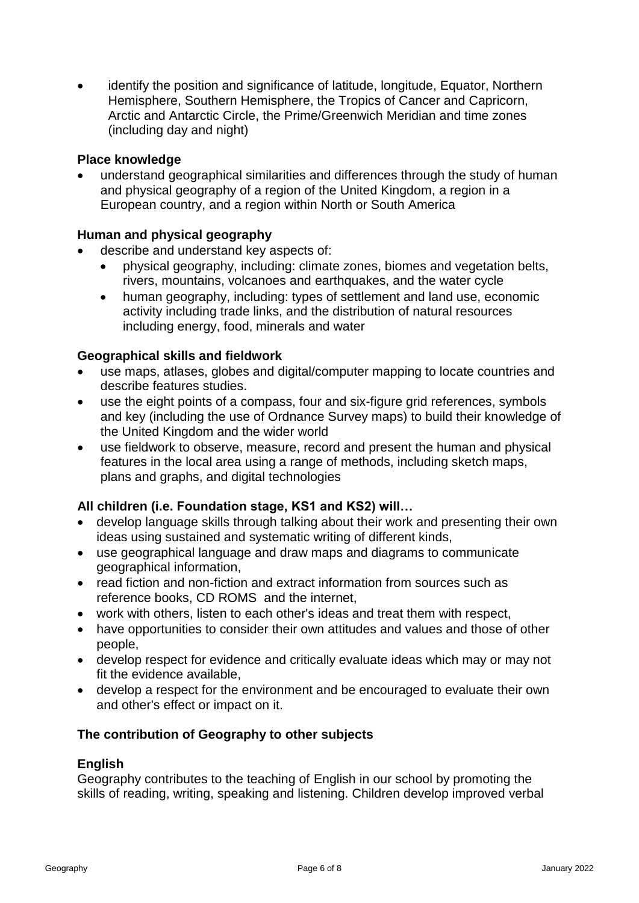- identify the position and significance of latitude, longitude, Equator, Northern Hemisphere, Southern Hemisphere, the Tropics of Cancer and Capricorn, Arctic and Antarctic Circle, the Prime/Greenwich Meridian and time zones (including day and night)

**Place knowledge**

- understand geographical similarities and differences through the study of human and physical geography of a region of the United Kingdom, a region in a European country, and a region within North or South America

**Human and physical geography**

- describe and understand key aspects of:
  - physical geography, including: climate zones, biomes and vegetation belts, rivers, mountains, volcanoes and earthquakes, and the water cycle
  - human geography, including: types of settlement and land use, economic activity including trade links, and the distribution of natural resources including energy, food, minerals and water

**Geographical skills and fieldwork**

- use maps, atlases, globes and digital/computer mapping to locate countries and describe features studies.
- use the eight points of a compass, four and six-figure grid references, symbols and key (including the use of Ordnance Survey maps) to build their knowledge of the United Kingdom and the wider world
- use fieldwork to observe, measure, record and present the human and physical features in the local area using a range of methods, including sketch maps, plans and graphs, and digital technologies

**All children (i.e. Foundation stage, KS1 and KS2) will…**

- develop language skills through talking about their work and presenting their own ideas using sustained and systematic writing of different kinds,
- use geographical language and draw maps and diagrams to communicate geographical information,
- read fiction and non-fiction and extract information from sources such as reference books, CD ROMS and the internet,
- work with others, listen to each other's ideas and treat them with respect,
- have opportunities to consider their own attitudes and values and those of other people,
- develop respect for evidence and critically evaluate ideas which may or may not fit the evidence available,
- develop a respect for the environment and be encouraged to evaluate their own and other's effect or impact on it.

**The contribution of Geography to other subjects**

**English**

Geography contributes to the teaching of English in our school by promoting the skills of reading, writing, speaking and listening. Children develop improved verbal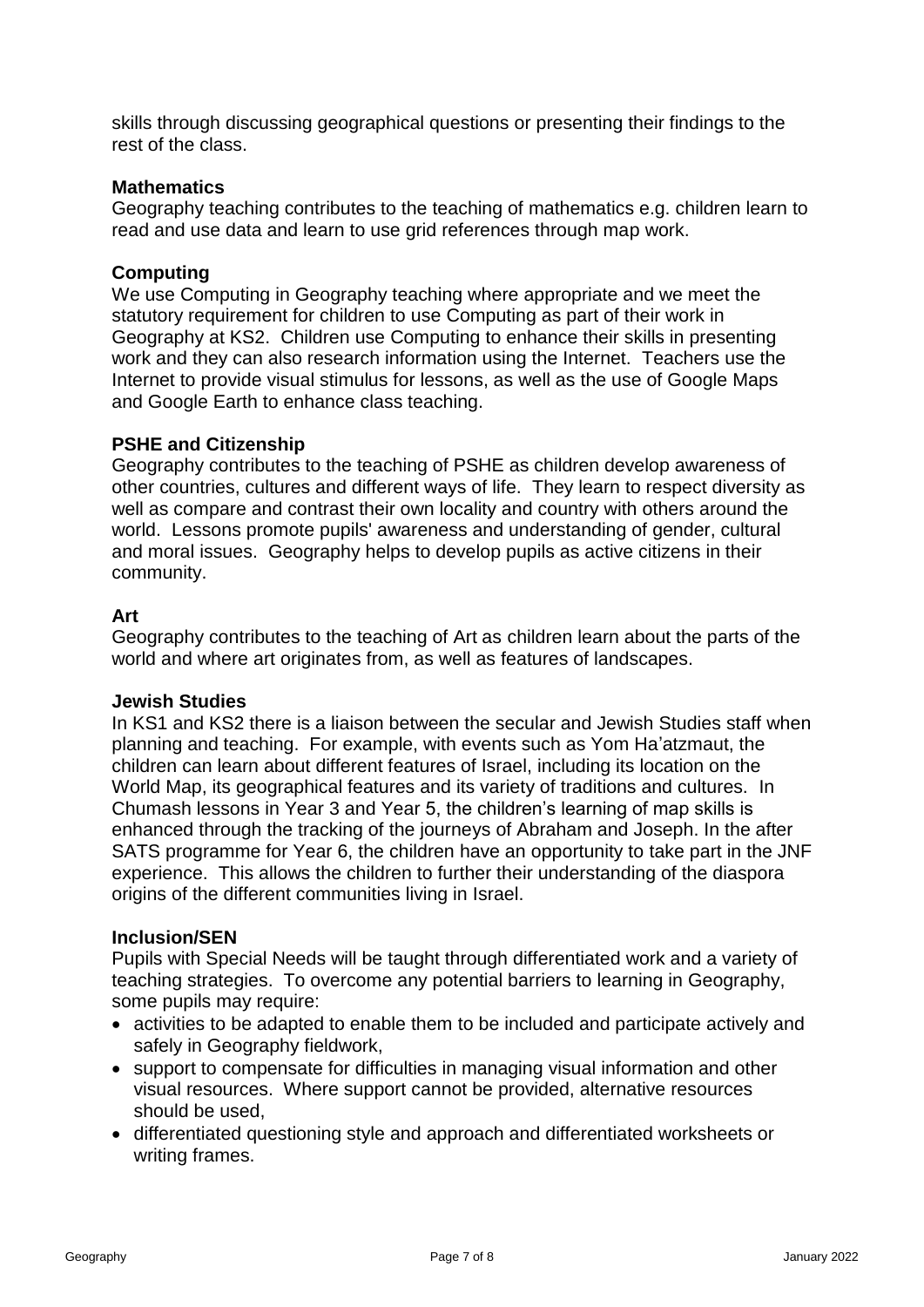skills through discussing geographical questions or presenting their findings to the rest of the class.

**Mathematics**

Geography teaching contributes to the teaching of mathematics e.g. children learn to read and use data and learn to use grid references through map work.

**Computing**

We use Computing in Geography teaching where appropriate and we meet the statutory requirement for children to use Computing as part of their work in Geography at KS2. Children use Computing to enhance their skills in presenting work and they can also research information using the Internet. Teachers use the Internet to provide visual stimulus for lessons, as well as the use of Google Maps and Google Earth to enhance class teaching.

**PSHE and Citizenship**

Geography contributes to the teaching of PSHE as children develop awareness of other countries, cultures and different ways of life. They learn to respect diversity as well as compare and contrast their own locality and country with others around the world. Lessons promote pupils' awareness and understanding of gender, cultural and moral issues. Geography helps to develop pupils as active citizens in their community.

**Art**

Geography contributes to the teaching of Art as children learn about the parts of the world and where art originates from, as well as features of landscapes.

**Jewish Studies**

In KS1 and KS2 there is a liaison between the secular and Jewish Studies staff when planning and teaching. For example, with events such as Yom Ha'atzmaut, the children can learn about different features of Israel, including its location on the World Map, its geographical features and its variety of traditions and cultures. In Chumash lessons in Year 3 and Year 5, the children's learning of map skills is enhanced through the tracking of the journeys of Abraham and Joseph. In the after SATS programme for Year 6, the children have an opportunity to take part in the JNF experience. This allows the children to further their understanding of the diaspora origins of the different communities living in Israel.

**Inclusion/SEN**

Pupils with Special Needs will be taught through differentiated work and a variety of teaching strategies. To overcome any potential barriers to learning in Geography, some pupils may require:

- activities to be adapted to enable them to be included and participate actively and safely in Geography fieldwork,
- support to compensate for difficulties in managing visual information and other visual resources. Where support cannot be provided, alternative resources should be used,
- differentiated questioning style and approach and differentiated worksheets or writing frames.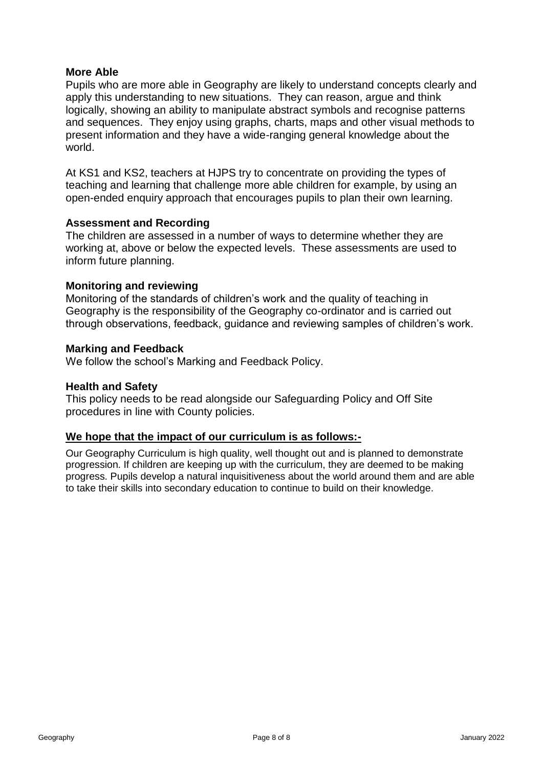### More Able

Pupils who are more able in Geography are likely to understand concepts clearly and apply this understanding to new situations. They can reason, argue and think logically, showing an ability to manipulate abstract symbols and recognise patterns and sequences. They enjoy using graphs, charts, maps and other visual methods to present information and they have a wide-ranging general knowledge about the world.

At KS1 and KS2, teachers at HJPS try to concentrate on providing the types of teaching and learning that challenge more able children for example, by using an open-ended enquiry approach that encourages pupils to plan their own learning.

### Assessment and Recording

The children are assessed in a number of ways to determine whether they are working at, above or below the expected levels. These assessments are used to inform future planning.

### Monitoring and reviewing

Monitoring of the standards of children's work and the quality of teaching in Geography is the responsibility of the Geography co-ordinator and is carried out through observations, feedback, guidance and reviewing samples of children's work.

### Marking and Feedback

We follow the school's Marking and Feedback Policy.

### Health and Safety

This policy needs to be read alongside our Safeguarding Policy and Off Site procedures in line with County policies.

### We hope that the impact of our curriculum is as follows:-

Our Geography Curriculum is high quality, well thought out and is planned to demonstrate progression. If children are keeping up with the curriculum, they are deemed to be making progress. Pupils develop a natural inquisitiveness about the world around them and are able to take their skills into secondary education to continue to build on their knowledge.